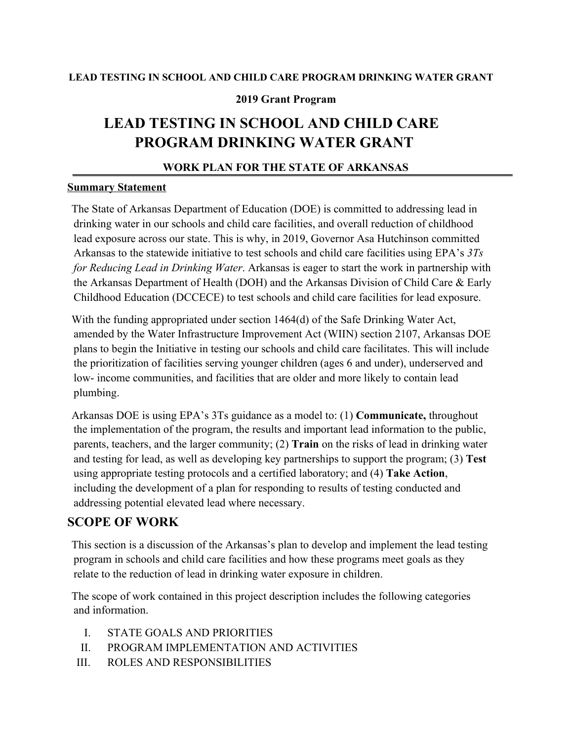**LEAD TESTING IN SCHOOL AND CHILD CARE PROGRAM DRINKING WATER GRANT**

**2019 Grant Program**

# LEAD TESTING IN SCHOOL AND CHILD CARE PROGRAM DRINKING WATER GRANT

### WORK PLAN FOR THE STATE OF ARKANSAS

**Summary Statement**

The State of Arkansas Department of Education (DOE) is committed to addressing lead in drinking water in our schools and child care facilities, and overall reduction of childhood lead exposure across our state. This is why, in 2019, Governor Asa Hutchinson committed Arkansas to the statewide initiative to test schools and child care facilities using EPA's *3Ts for Reducing Lead in Drinking Water*. Arkansas is eager to start the work in partnership with the Arkansas Department of Health (DOH) and the Arkansas Division of Child Care & Early Childhood Education (DCCECE) to test schools and child care facilities for lead exposure.

With the funding appropriated under section 1464(d) of the Safe Drinking Water Act, amended by the Water Infrastructure Improvement Act (WIIN) section 2107, Arkansas DOE plans to begin the Initiative in testing our schools and child care facilitates. This will include the prioritization of facilities serving younger children (ages 6 and under), underserved and low- income communities, and facilities that are older and more likely to contain lead plumbing.

Arkansas DOE is using EPA's 3Ts guidance as a model to: (1) **Communicate,** throughout the implementation of the program, the results and important lead information to the public, parents, teachers, and the larger community; (2) **Train** on the risks of lead in drinking water and testing for lead, as well as developing key partnerships to support the program; (3) **Test** using appropriate testing protocols and a certified laboratory; and (4) **Take Action**, including the development of a plan for responding to results of testing conducted and addressing potential elevated lead where necessary.

## SCOPE OF WORK

This section is a discussion of the Arkansas's plan to develop and implement the lead testing program in schools and child care facilities and how these programs meet goals as they relate to the reduction of lead in drinking water exposure in children.

The scope of work contained in this project description includes the following categories and information.

I. STATE GOALS AND PRIORITIES
II. PROGRAM IMPLEMENTATION AND ACTIVITIES
III. ROLES AND RESPONSIBILITIES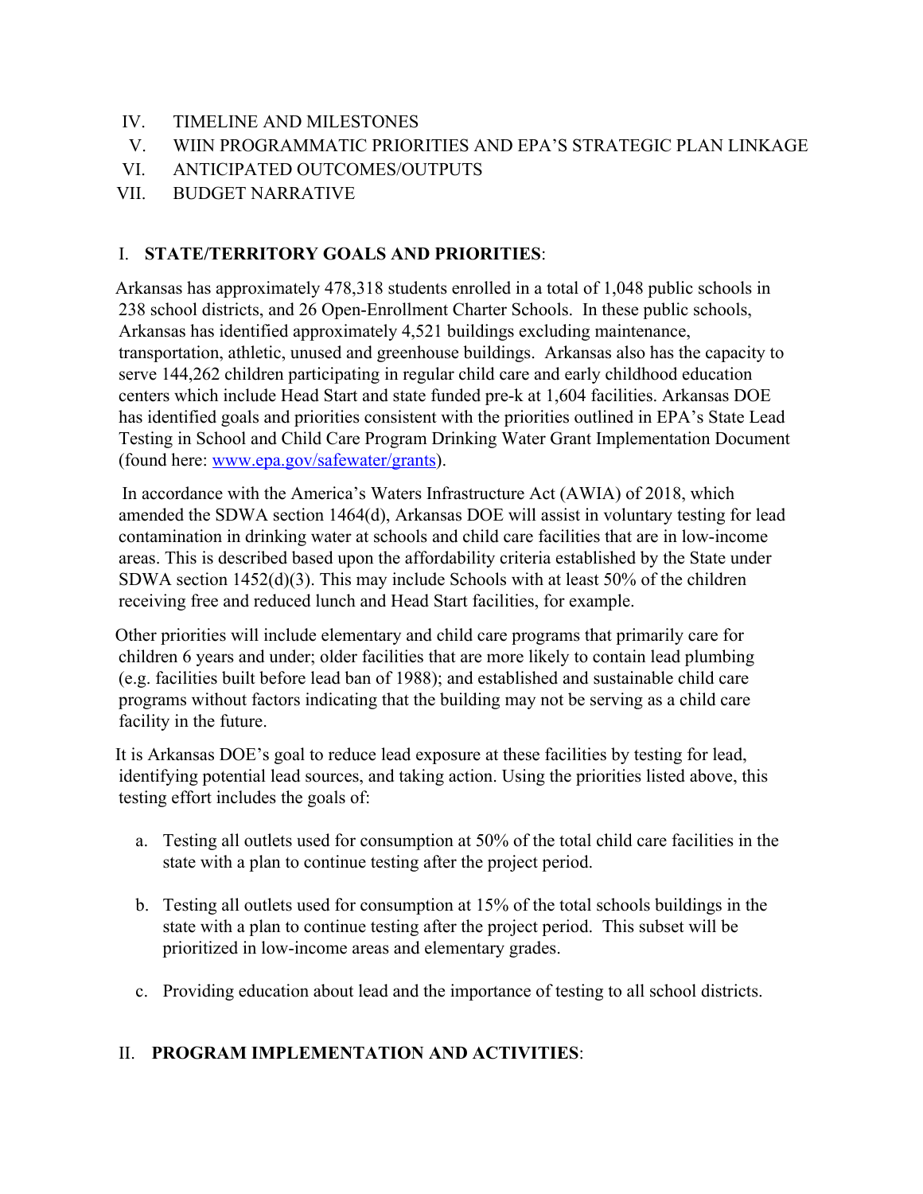IV. TIMELINE AND MILESTONES
V. WIIN PROGRAMMATIC PRIORITIES AND EPA'S STRATEGIC PLAN LINKAGE
VI. ANTICIPATED OUTCOMES/OUTPUTS
VII. BUDGET NARRATIVE

## I. STATE/TERRITORY GOALS AND PRIORITIES:

Arkansas has approximately 478,318 students enrolled in a total of 1,048 public schools in 238 school districts, and 26 Open-Enrollment Charter Schools. In these public schools, Arkansas has identified approximately 4,521 buildings excluding maintenance, transportation, athletic, unused and greenhouse buildings. Arkansas also has the capacity to serve 144,262 children participating in regular child care and early childhood education centers which include Head Start and state funded pre-k at 1,604 facilities. Arkansas DOE has identified goals and priorities consistent with the priorities outlined in EPA's State Lead Testing in School and Child Care Program Drinking Water Grant Implementation Document (found here: [www.epa.gov/safewater/grants](www.epa.gov/safewater/grants)).

In accordance with the America's Waters Infrastructure Act (AWIA) of 2018, which amended the SDWA section 1464(d), Arkansas DOE will assist in voluntary testing for lead contamination in drinking water at schools and child care facilities that are in low-income areas. This is described based upon the affordability criteria established by the State under SDWA section 1452(d)(3). This may include Schools with at least 50% of the children receiving free and reduced lunch and Head Start facilities, for example.

Other priorities will include elementary and child care programs that primarily care for children 6 years and under; older facilities that are more likely to contain lead plumbing (e.g. facilities built before lead ban of 1988); and established and sustainable child care programs without factors indicating that the building may not be serving as a child care facility in the future.

It is Arkansas DOE's goal to reduce lead exposure at these facilities by testing for lead, identifying potential lead sources, and taking action. Using the priorities listed above, this testing effort includes the goals of:

a. Testing all outlets used for consumption at 50% of the total child care facilities in the state with a plan to continue testing after the project period.

b. Testing all outlets used for consumption at 15% of the total schools buildings in the state with a plan to continue testing after the project period. This subset will be prioritized in low-income areas and elementary grades.

c. Providing education about lead and the importance of testing to all school districts.

## II. PROGRAM IMPLEMENTATION AND ACTIVITIES: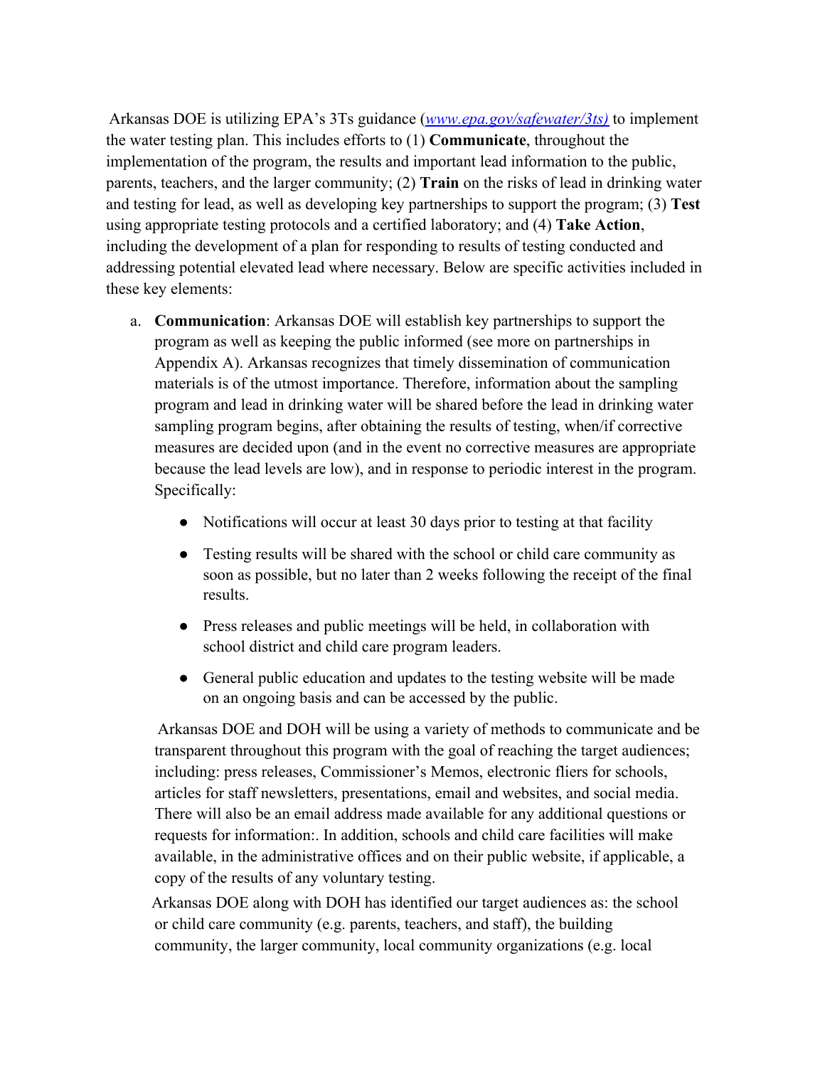Arkansas DOE is utilizing EPA's 3Ts guidance (*[www.epa.gov/safewater/3ts)](www.epa.gov/safewater/3ts)* to implement the water testing plan. This includes efforts to (1) **Communicate**, throughout the implementation of the program, the results and important lead information to the public, parents, teachers, and the larger community; (2) **Train** on the risks of lead in drinking water and testing for lead, as well as developing key partnerships to support the program; (3) **Test** using appropriate testing protocols and a certified laboratory; and (4) **Take Action**, including the development of a plan for responding to results of testing conducted and addressing potential elevated lead where necessary. Below are specific activities included in these key elements:

a. **Communication**: Arkansas DOE will establish key partnerships to support the program as well as keeping the public informed (see more on partnerships in Appendix A). Arkansas recognizes that timely dissemination of communication materials is of the utmost importance. Therefore, information about the sampling program and lead in drinking water will be shared before the lead in drinking water sampling program begins, after obtaining the results of testing, when/if corrective measures are decided upon (and in the event no corrective measures are appropriate because the lead levels are low), and in response to periodic interest in the program. Specifically:

   - Notifications will occur at least 30 days prior to testing at that facility
   - Testing results will be shared with the school or child care community as soon as possible, but no later than 2 weeks following the receipt of the final results.
   - Press releases and public meetings will be held, in collaboration with school district and child care program leaders.
   - General public education and updates to the testing website will be made on an ongoing basis and can be accessed by the public.

   Arkansas DOE and DOH will be using a variety of methods to communicate and be transparent throughout this program with the goal of reaching the target audiences; including: press releases, Commissioner's Memos, electronic fliers for schools, articles for staff newsletters, presentations, email and websites, and social media. There will also be an email address made available for any additional questions or requests for information:. In addition, schools and child care facilities will make available, in the administrative offices and on their public website, if applicable, a copy of the results of any voluntary testing.

   Arkansas DOE along with DOH has identified our target audiences as: the school or child care community (e.g. parents, teachers, and staff), the building community, the larger community, local community organizations (e.g. local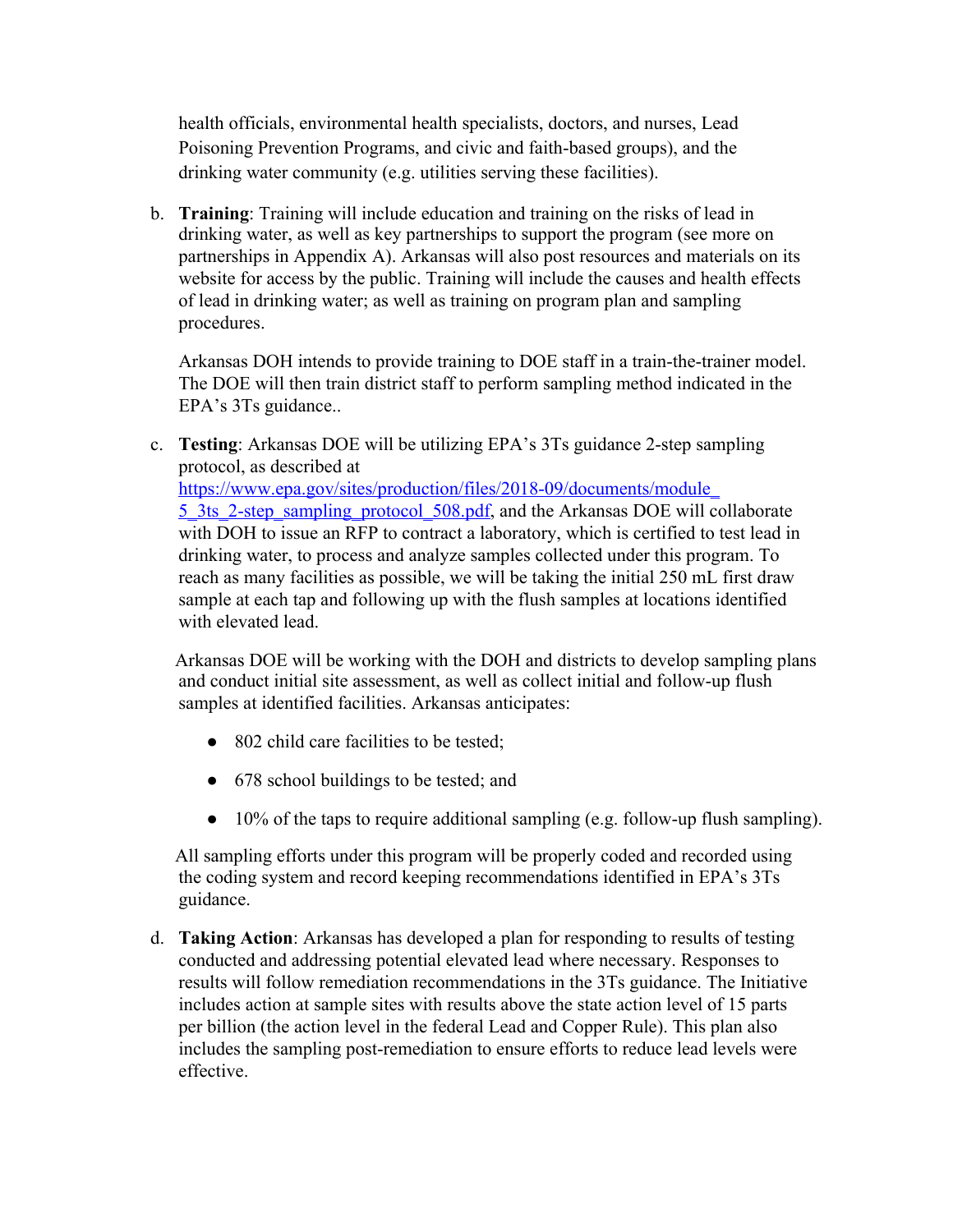health officials, environmental health specialists, doctors, and nurses, Lead Poisoning Prevention Programs, and civic and faith-based groups), and the drinking water community (e.g. utilities serving these facilities).

b. **Training**: Training will include education and training on the risks of lead in drinking water, as well as key partnerships to support the program (see more on partnerships in Appendix A). Arkansas will also post resources and materials on its website for access by the public. Training will include the causes and health effects of lead in drinking water; as well as training on program plan and sampling procedures.

   Arkansas DOH intends to provide training to DOE staff in a train-the-trainer model. The DOE will then train district staff to perform sampling method indicated in the EPA's 3Ts guidance..

c. **Testing**: Arkansas DOE will be utilizing EPA's 3Ts guidance 2-step sampling protocol, as described at [https://www.epa.gov/sites/production/files/2018-09/documents/module_5_3ts_2-step_sampling_protocol_508.pdf](https://www.epa.gov/sites/production/files/2018-09/documents/module_5_3ts_2-step_sampling_protocol_508.pdf), and the Arkansas DOE will collaborate with DOH to issue an RFP to contract a laboratory, which is certified to test lead in drinking water, to process and analyze samples collected under this program. To reach as many facilities as possible, we will be taking the initial 250 mL first draw sample at each tap and following up with the flush samples at locations identified with elevated lead.

   Arkansas DOE will be working with the DOH and districts to develop sampling plans and conduct initial site assessment, as well as collect initial and follow-up flush samples at identified facilities. Arkansas anticipates:

   - 802 child care facilities to be tested;
   - 678 school buildings to be tested; and
   - 10% of the taps to require additional sampling (e.g. follow-up flush sampling).

   All sampling efforts under this program will be properly coded and recorded using the coding system and record keeping recommendations identified in EPA's 3Ts guidance.

d. **Taking Action**: Arkansas has developed a plan for responding to results of testing conducted and addressing potential elevated lead where necessary. Responses to results will follow remediation recommendations in the 3Ts guidance. The Initiative includes action at sample sites with results above the state action level of 15 parts per billion (the action level in the federal Lead and Copper Rule). This plan also includes the sampling post-remediation to ensure efforts to reduce lead levels were effective.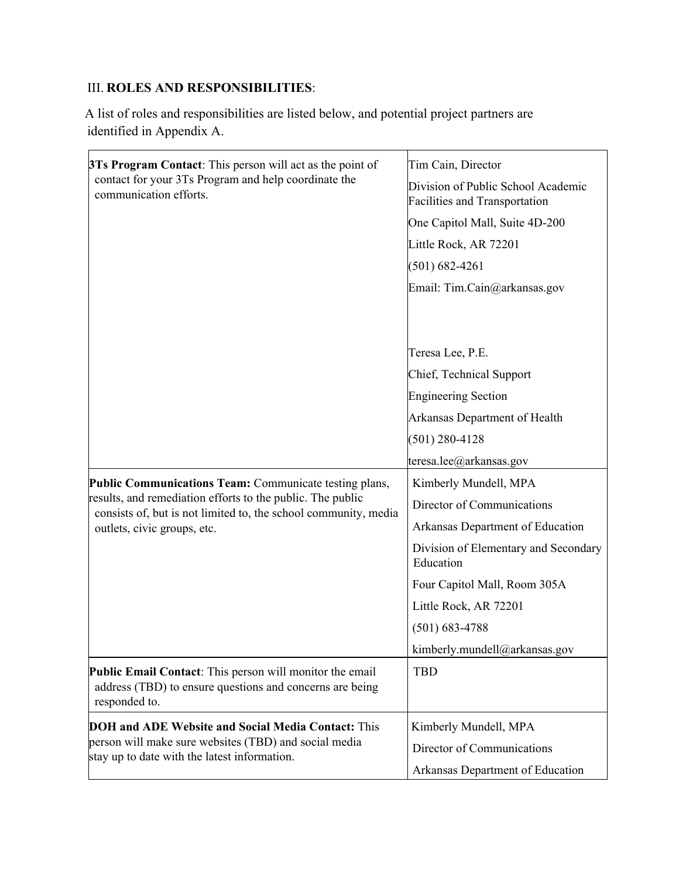## III. **ROLES AND RESPONSIBILITIES**:

A list of roles and responsibilities are listed below, and potential project partners are identified in Appendix A.

| Role | Contact |
|---|---|
| **3Ts Program Contact**: This person will act as the point of contact for your 3Ts Program and help coordinate the communication efforts. | Tim Cain, Director<br>Division of Public School Academic Facilities and Transportation<br>One Capitol Mall, Suite 4D-200<br>Little Rock, AR 72201<br>(501) 682-4261<br>Email: Tim.Cain@arkansas.gov<br><br>Teresa Lee, P.E.<br>Chief, Technical Support<br>Engineering Section<br>Arkansas Department of Health<br>(501) 280-4128<br>teresa.lee@arkansas.gov |
| **Public Communications Team:** Communicate testing plans, results, and remediation efforts to the public. The public consists of, but is not limited to, the school community, media outlets, civic groups, etc. | Kimberly Mundell, MPA<br>Director of Communications<br>Arkansas Department of Education<br>Division of Elementary and Secondary Education<br>Four Capitol Mall, Room 305A<br>Little Rock, AR 72201<br>(501) 683-4788<br>kimberly.mundell@arkansas.gov |
| **Public Email Contact**: This person will monitor the email address (TBD) to ensure questions and concerns are being responded to. | TBD |
| **DOH and ADE Website and Social Media Contact:** This person will make sure websites (TBD) and social media stay up to date with the latest information. | Kimberly Mundell, MPA<br>Director of Communications<br>Arkansas Department of Education |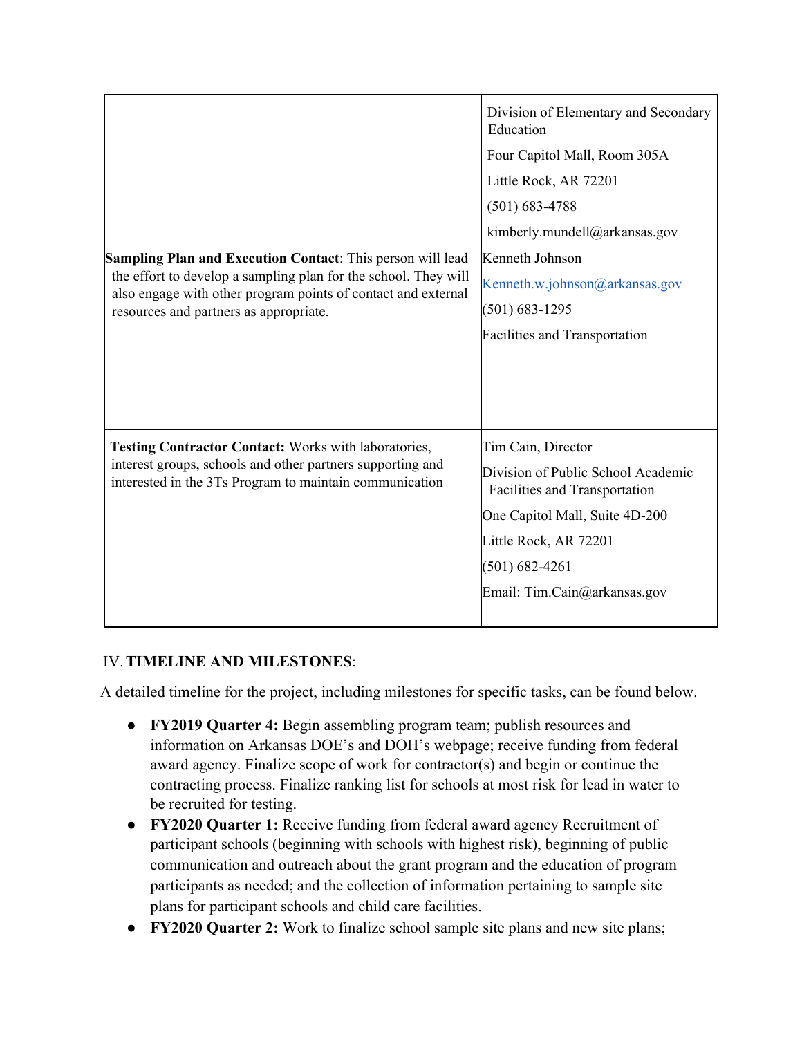| | |
|---|---|
| | Division of Elementary and Secondary Education<br>Four Capitol Mall, Room 305A<br>Little Rock, AR 72201<br>(501) 683-4788<br>kimberly.mundell@arkansas.gov |
| **Sampling Plan and Execution Contact**: This person will lead the effort to develop a sampling plan for the school. They will also engage with other program points of contact and external resources and partners as appropriate. | Kenneth Johnson<br>Kenneth.w.johnson@arkansas.gov<br>(501) 683-1295<br>Facilities and Transportation |
| **Testing Contractor Contact:** Works with laboratories, interest groups, schools and other partners supporting and interested in the 3Ts Program to maintain communication | Tim Cain, Director<br>Division of Public School Academic Facilities and Transportation<br>One Capitol Mall, Suite 4D-200<br>Little Rock, AR 72201<br>(501) 682-4261<br>Email: Tim.Cain@arkansas.gov |

## IV. TIMELINE AND MILESTONES:

A detailed timeline for the project, including milestones for specific tasks, can be found below.

- **FY2019 Quarter 4:** Begin assembling program team; publish resources and information on Arkansas DOE's and DOH's webpage; receive funding from federal award agency. Finalize scope of work for contractor(s) and begin or continue the contracting process. Finalize ranking list for schools at most risk for lead in water to be recruited for testing.
- **FY2020 Quarter 1:** Receive funding from federal award agency Recruitment of participant schools (beginning with schools with highest risk), beginning of public communication and outreach about the grant program and the education of program participants as needed; and the collection of information pertaining to sample site plans for participant schools and child care facilities.
- **FY2020 Quarter 2:** Work to finalize school sample site plans and new site plans;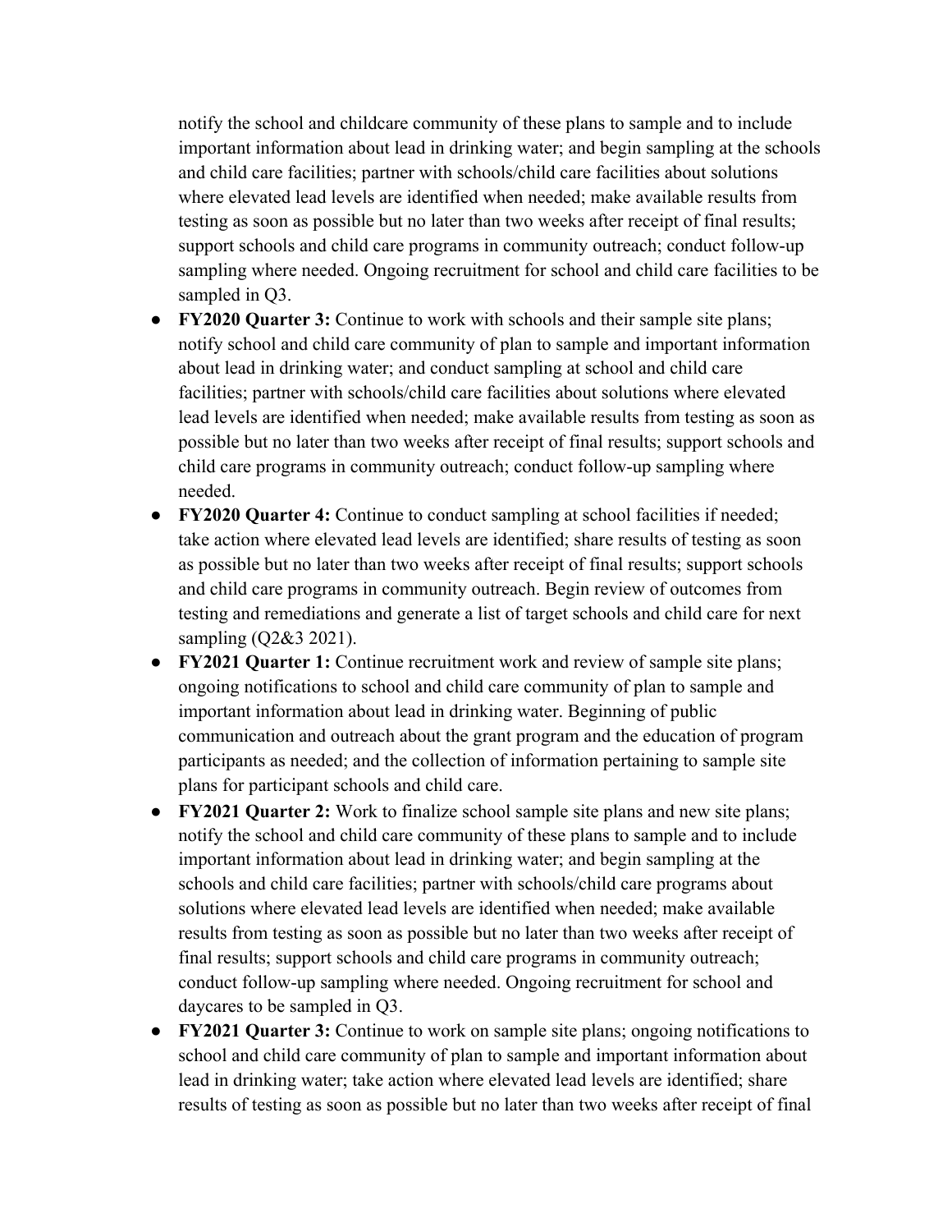notify the school and childcare community of these plans to sample and to include important information about lead in drinking water; and begin sampling at the schools and child care facilities; partner with schools/child care facilities about solutions where elevated lead levels are identified when needed; make available results from testing as soon as possible but no later than two weeks after receipt of final results; support schools and child care programs in community outreach; conduct follow-up sampling where needed. Ongoing recruitment for school and child care facilities to be sampled in Q3.

- **FY2020 Quarter 3:** Continue to work with schools and their sample site plans; notify school and child care community of plan to sample and important information about lead in drinking water; and conduct sampling at school and child care facilities; partner with schools/child care facilities about solutions where elevated lead levels are identified when needed; make available results from testing as soon as possible but no later than two weeks after receipt of final results; support schools and child care programs in community outreach; conduct follow-up sampling where needed.
- **FY2020 Quarter 4:** Continue to conduct sampling at school facilities if needed; take action where elevated lead levels are identified; share results of testing as soon as possible but no later than two weeks after receipt of final results; support schools and child care programs in community outreach. Begin review of outcomes from testing and remediations and generate a list of target schools and child care for next sampling (Q2&3 2021).
- **FY2021 Quarter 1:** Continue recruitment work and review of sample site plans; ongoing notifications to school and child care community of plan to sample and important information about lead in drinking water. Beginning of public communication and outreach about the grant program and the education of program participants as needed; and the collection of information pertaining to sample site plans for participant schools and child care.
- **FY2021 Quarter 2:** Work to finalize school sample site plans and new site plans; notify the school and child care community of these plans to sample and to include important information about lead in drinking water; and begin sampling at the schools and child care facilities; partner with schools/child care programs about solutions where elevated lead levels are identified when needed; make available results from testing as soon as possible but no later than two weeks after receipt of final results; support schools and child care programs in community outreach; conduct follow-up sampling where needed. Ongoing recruitment for school and daycares to be sampled in Q3.
- **FY2021 Quarter 3:** Continue to work on sample site plans; ongoing notifications to school and child care community of plan to sample and important information about lead in drinking water; take action where elevated lead levels are identified; share results of testing as soon as possible but no later than two weeks after receipt of final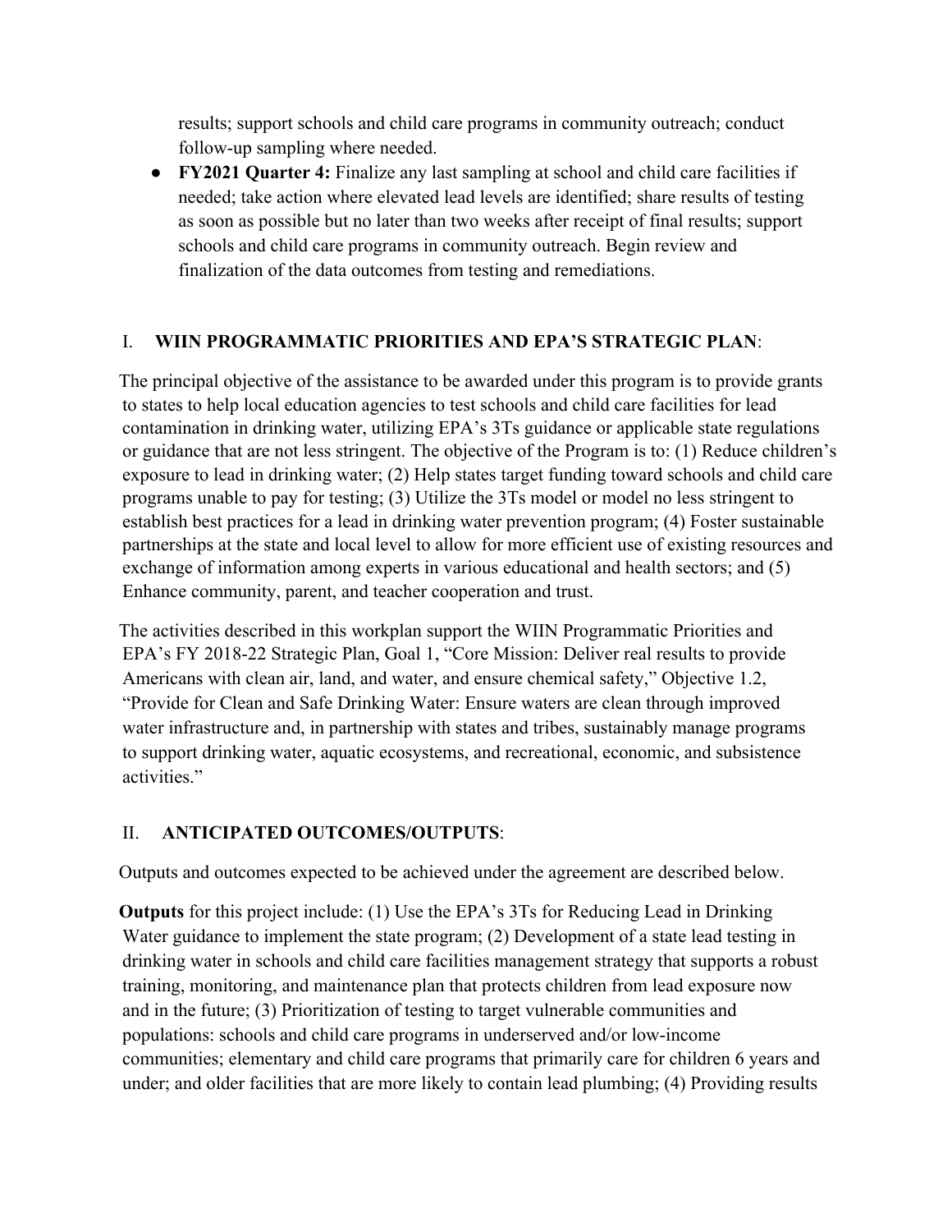results; support schools and child care programs in community outreach; conduct follow-up sampling where needed.

- **FY2021 Quarter 4:** Finalize any last sampling at school and child care facilities if needed; take action where elevated lead levels are identified; share results of testing as soon as possible but no later than two weeks after receipt of final results; support schools and child care programs in community outreach. Begin review and finalization of the data outcomes from testing and remediations.

## I. WIIN PROGRAMMATIC PRIORITIES AND EPA'S STRATEGIC PLAN:

The principal objective of the assistance to be awarded under this program is to provide grants to states to help local education agencies to test schools and child care facilities for lead contamination in drinking water, utilizing EPA's 3Ts guidance or applicable state regulations or guidance that are not less stringent. The objective of the Program is to: (1) Reduce children's exposure to lead in drinking water; (2) Help states target funding toward schools and child care programs unable to pay for testing; (3) Utilize the 3Ts model or model no less stringent to establish best practices for a lead in drinking water prevention program; (4) Foster sustainable partnerships at the state and local level to allow for more efficient use of existing resources and exchange of information among experts in various educational and health sectors; and (5) Enhance community, parent, and teacher cooperation and trust.

The activities described in this workplan support the WIIN Programmatic Priorities and EPA's FY 2018-22 Strategic Plan, Goal 1, "Core Mission: Deliver real results to provide Americans with clean air, land, and water, and ensure chemical safety," Objective 1.2, "Provide for Clean and Safe Drinking Water: Ensure waters are clean through improved water infrastructure and, in partnership with states and tribes, sustainably manage programs to support drinking water, aquatic ecosystems, and recreational, economic, and subsistence activities."

## II. ANTICIPATED OUTCOMES/OUTPUTS:

Outputs and outcomes expected to be achieved under the agreement are described below.

**Outputs** for this project include: (1) Use the EPA's 3Ts for Reducing Lead in Drinking Water guidance to implement the state program; (2) Development of a state lead testing in drinking water in schools and child care facilities management strategy that supports a robust training, monitoring, and maintenance plan that protects children from lead exposure now and in the future; (3) Prioritization of testing to target vulnerable communities and populations: schools and child care programs in underserved and/or low-income communities; elementary and child care programs that primarily care for children 6 years and under; and older facilities that are more likely to contain lead plumbing; (4) Providing results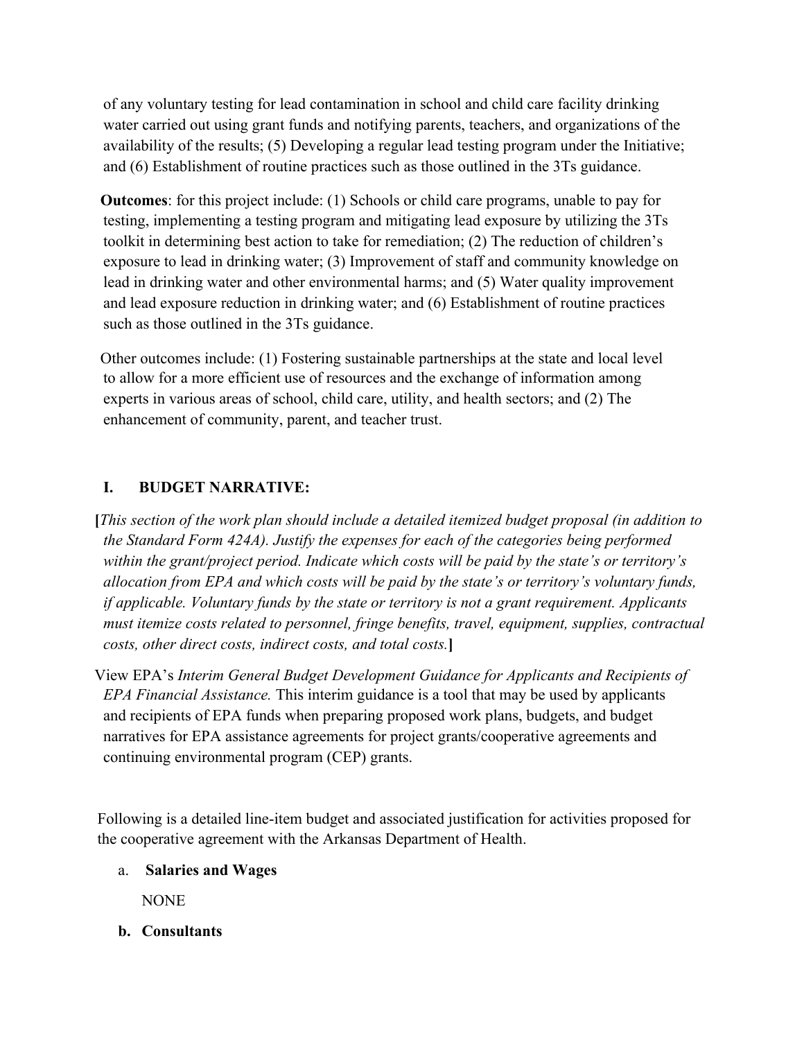of any voluntary testing for lead contamination in school and child care facility drinking water carried out using grant funds and notifying parents, teachers, and organizations of the availability of the results; (5) Developing a regular lead testing program under the Initiative; and (6) Establishment of routine practices such as those outlined in the 3Ts guidance.

**Outcomes**: for this project include: (1) Schools or child care programs, unable to pay for testing, implementing a testing program and mitigating lead exposure by utilizing the 3Ts toolkit in determining best action to take for remediation; (2) The reduction of children's exposure to lead in drinking water; (3) Improvement of staff and community knowledge on lead in drinking water and other environmental harms; and (5) Water quality improvement and lead exposure reduction in drinking water; and (6) Establishment of routine practices such as those outlined in the 3Ts guidance.

Other outcomes include: (1) Fostering sustainable partnerships at the state and local level to allow for a more efficient use of resources and the exchange of information among experts in various areas of school, child care, utility, and health sectors; and (2) The enhancement of community, parent, and teacher trust.

## I. BUDGET NARRATIVE:

**[***This section of the work plan should include a detailed itemized budget proposal (in addition to the Standard Form 424A). Justify the expenses for each of the categories being performed within the grant/project period. Indicate which costs will be paid by the state's or territory's allocation from EPA and which costs will be paid by the state's or territory's voluntary funds, if applicable. Voluntary funds by the state or territory is not a grant requirement. Applicants must itemize costs related to personnel, fringe benefits, travel, equipment, supplies, contractual costs, other direct costs, indirect costs, and total costs.***]**

View EPA's *Interim General Budget Development Guidance for Applicants and Recipients of EPA Financial Assistance.* This interim guidance is a tool that may be used by applicants and recipients of EPA funds when preparing proposed work plans, budgets, and budget narratives for EPA assistance agreements for project grants/cooperative agreements and continuing environmental program (CEP) grants.

Following is a detailed line-item budget and associated justification for activities proposed for the cooperative agreement with the Arkansas Department of Health.

a. **Salaries and Wages**

   NONE

b. **Consultants**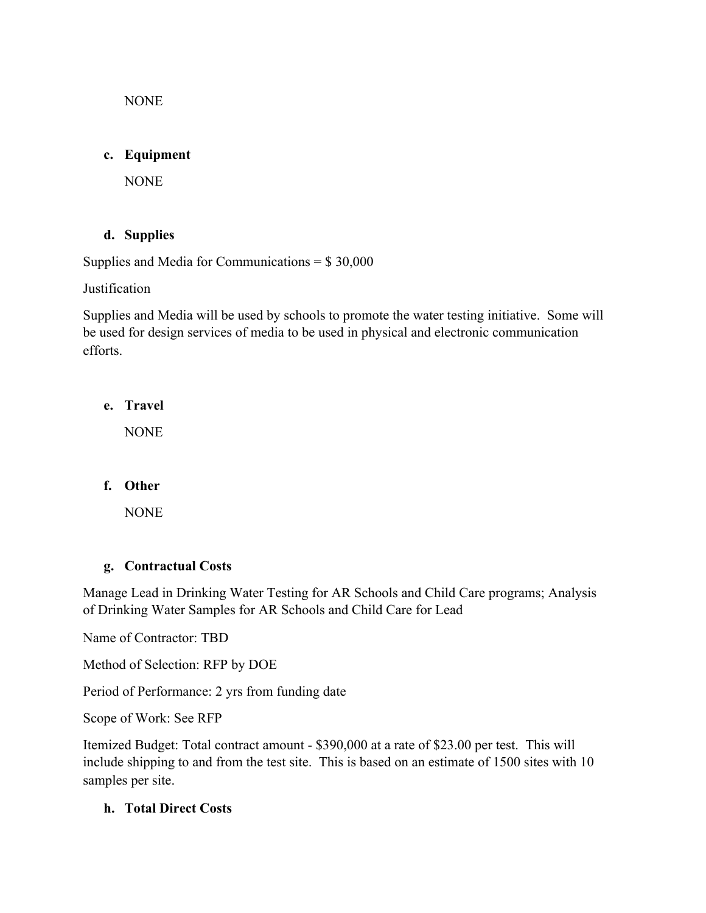NONE

**c. Equipment**

NONE

**d. Supplies**

Supplies and Media for Communications = $ 30,000

Justification

Supplies and Media will be used by schools to promote the water testing initiative. Some will be used for design services of media to be used in physical and electronic communication efforts.

**e. Travel**

NONE

**f. Other**

NONE

**g. Contractual Costs**

Manage Lead in Drinking Water Testing for AR Schools and Child Care programs; Analysis of Drinking Water Samples for AR Schools and Child Care for Lead

Name of Contractor: TBD

Method of Selection: RFP by DOE

Period of Performance: 2 yrs from funding date

Scope of Work: See RFP

Itemized Budget: Total contract amount - $390,000 at a rate of $23.00 per test. This will include shipping to and from the test site. This is based on an estimate of 1500 sites with 10 samples per site.

**h. Total Direct Costs**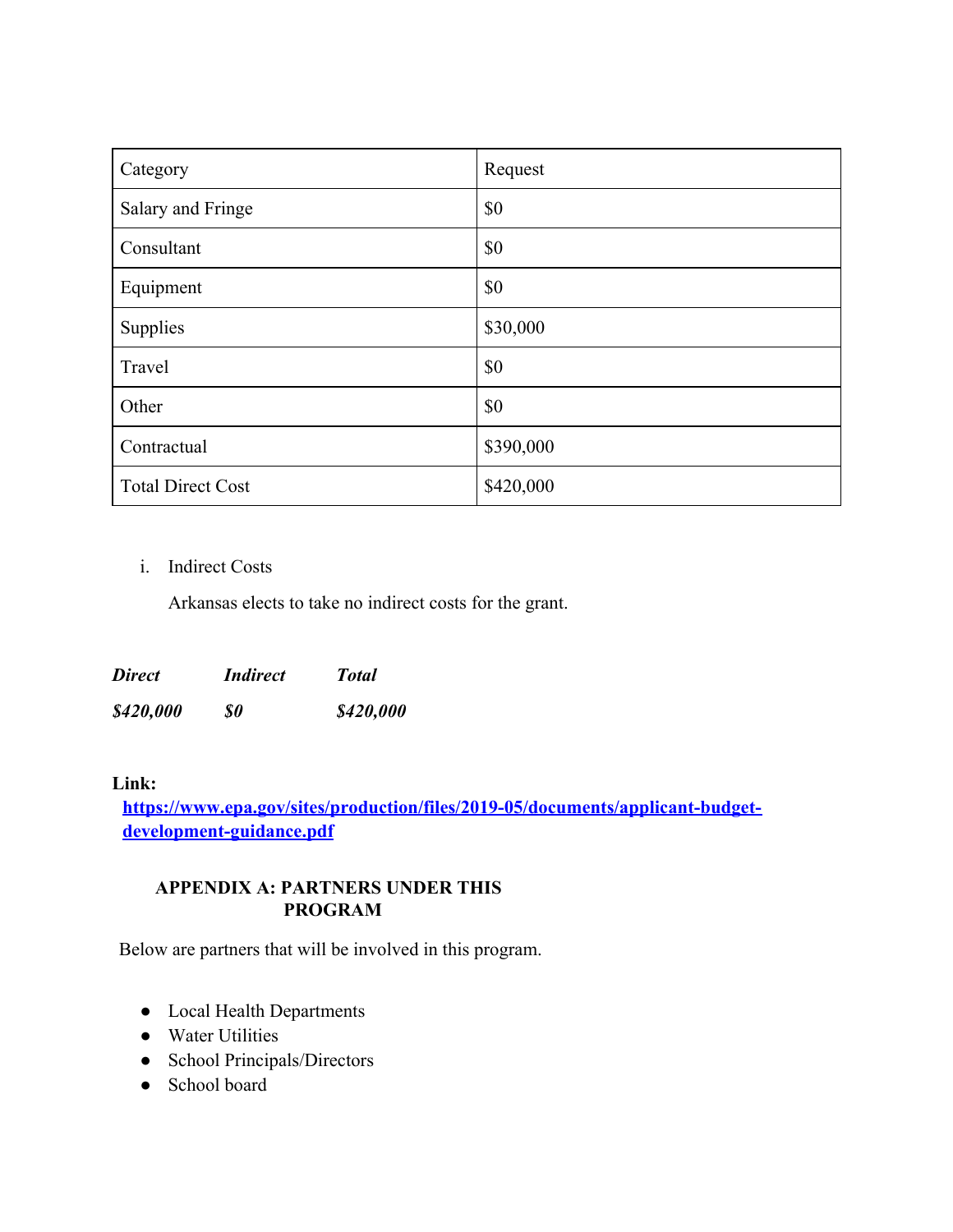| Category | Request |
| --- | --- |
| Salary and Fringe | $0 |
| Consultant | $0 |
| Equipment | $0 |
| Supplies | $30,000 |
| Travel | $0 |
| Other | $0 |
| Contractual | $390,000 |
| Total Direct Cost | $420,000 |

i. Indirect Costs

Arkansas elects to take no indirect costs for the grant.

| ***Direct*** | ***Indirect*** | ***Total*** |
| --- | --- | --- |
| ***$420,000*** | ***$0*** | ***$420,000*** |

**Link:** **[https://www.epa.gov/sites/production/files/2019-05/documents/applicant-budget-development-guidance.pdf](https://www.epa.gov/sites/production/files/2019-05/documents/applicant-budget-development-guidance.pdf)**

## APPENDIX A: PARTNERS UNDER THIS PROGRAM

Below are partners that will be involved in this program.

- Local Health Departments
- Water Utilities
- School Principals/Directors
- School board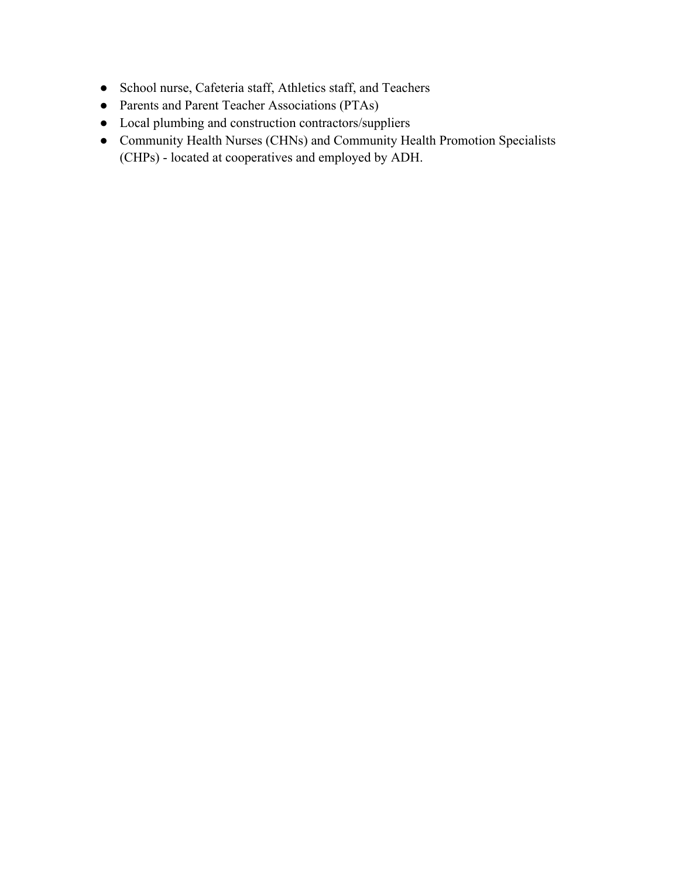- School nurse, Cafeteria staff, Athletics staff, and Teachers
- Parents and Parent Teacher Associations (PTAs)
- Local plumbing and construction contractors/suppliers
- Community Health Nurses (CHNs) and Community Health Promotion Specialists (CHPs) - located at cooperatives and employed by ADH.